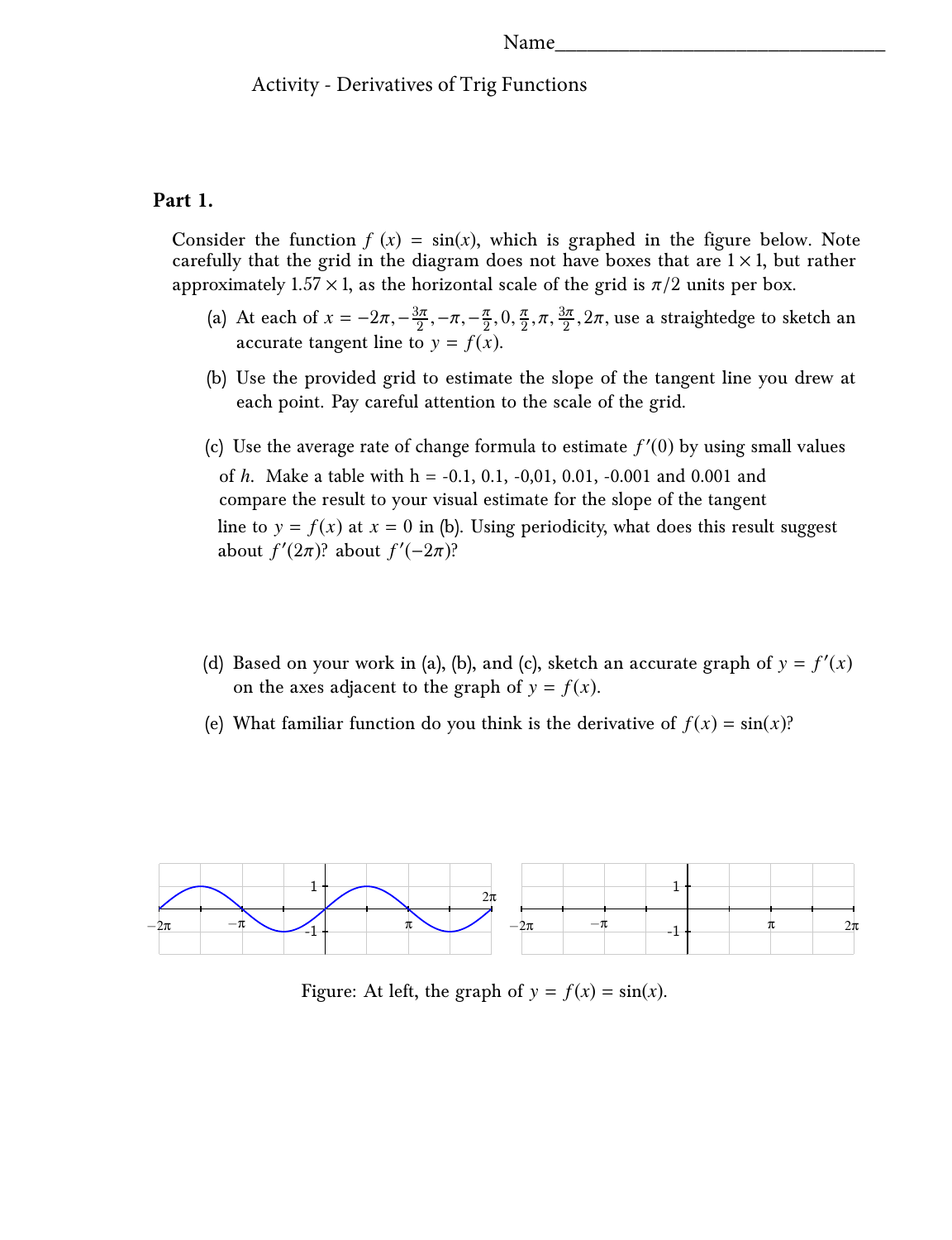Name_______________________________

Activity - Derivatives of Trig Functions

**Part 1.**

Consider the function $f(x) = \sin(x)$, which is graphed in the figure below. Note carefully that the grid in the diagram does not have boxes that are $1 \times 1$, but rather approximately $1.57 \times 1$, as the horizontal scale of the grid is $\pi/2$ units per box.

(a) At each of $x = -2\pi, -\frac{3\pi}{2}, -\pi, -\frac{\pi}{2}, 0, \frac{\pi}{2}, \pi, \frac{3\pi}{2}, 2\pi$, use a straightedge to sketch an accurate tangent line to $y = f(x)$.

(b) Use the provided grid to estimate the slope of the tangent line you drew at each point. Pay careful attention to the scale of the grid.

(c) Use the average rate of change formula to estimate $f'(0)$ by using small values of $h$. Make a table with h = -0.1, 0.1, -0,01, 0.01, -0.001 and 0.001 and compare the result to your visual estimate for the slope of the tangent line to $y = f(x)$ at $x = 0$ in (b). Using periodicity, what does this result suggest about $f'(2\pi)$? about $f'(-2\pi)$?

(d) Based on your work in (a), (b), and (c), sketch an accurate graph of $y = f'(x)$ on the axes adjacent to the graph of $y = f(x)$.

(e) What familiar function do you think is the derivative of $f(x) = \sin(x)$?

Figure: At left, the graph of $y = f(x) = \sin(x)$.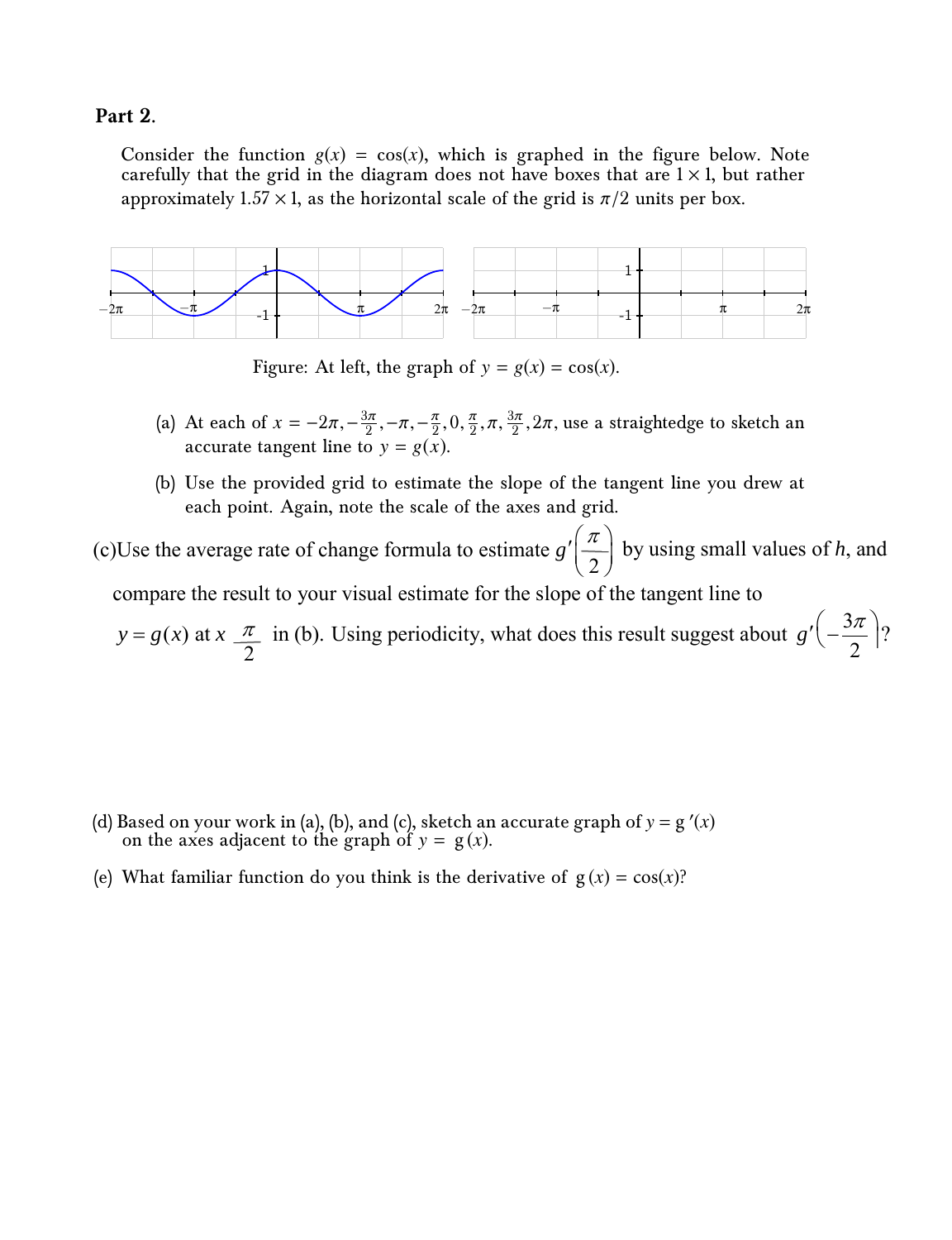**Part 2.**

Consider the function $g(x) = \cos(x)$, which is graphed in the figure below. Note carefully that the grid in the diagram does not have boxes that are $1 \times 1$, but rather approximately $1.57 \times 1$, as the horizontal scale of the grid is $\pi/2$ units per box.

Figure: At left, the graph of $y = g(x) = \cos(x)$.

(a) At each of $x = -2\pi, -\frac{3\pi}{2}, -\pi, -\frac{\pi}{2}, 0, \frac{\pi}{2}, \pi, \frac{3\pi}{2}, 2\pi$, use a straightedge to sketch an accurate tangent line to $y = g(x)$.

(b) Use the provided grid to estimate the slope of the tangent line you drew at each point. Again, note the scale of the axes and grid.

(c) Use the average rate of change formula to estimate $g'\left(\frac{\pi}{2}\right)$ by using small values of $h$, and compare the result to your visual estimate for the slope of the tangent line to $y = g(x)$ at $x \frac{\pi}{2}$ in (b). Using periodicity, what does this result suggest about $g'\left(-\frac{3\pi}{2}\right)$?

(d) Based on your work in (a), (b), and (c), sketch an accurate graph of $y = g'(x)$ on the axes adjacent to the graph of $y = g(x)$.

(e) What familiar function do you think is the derivative of $g(x) = \cos(x)$?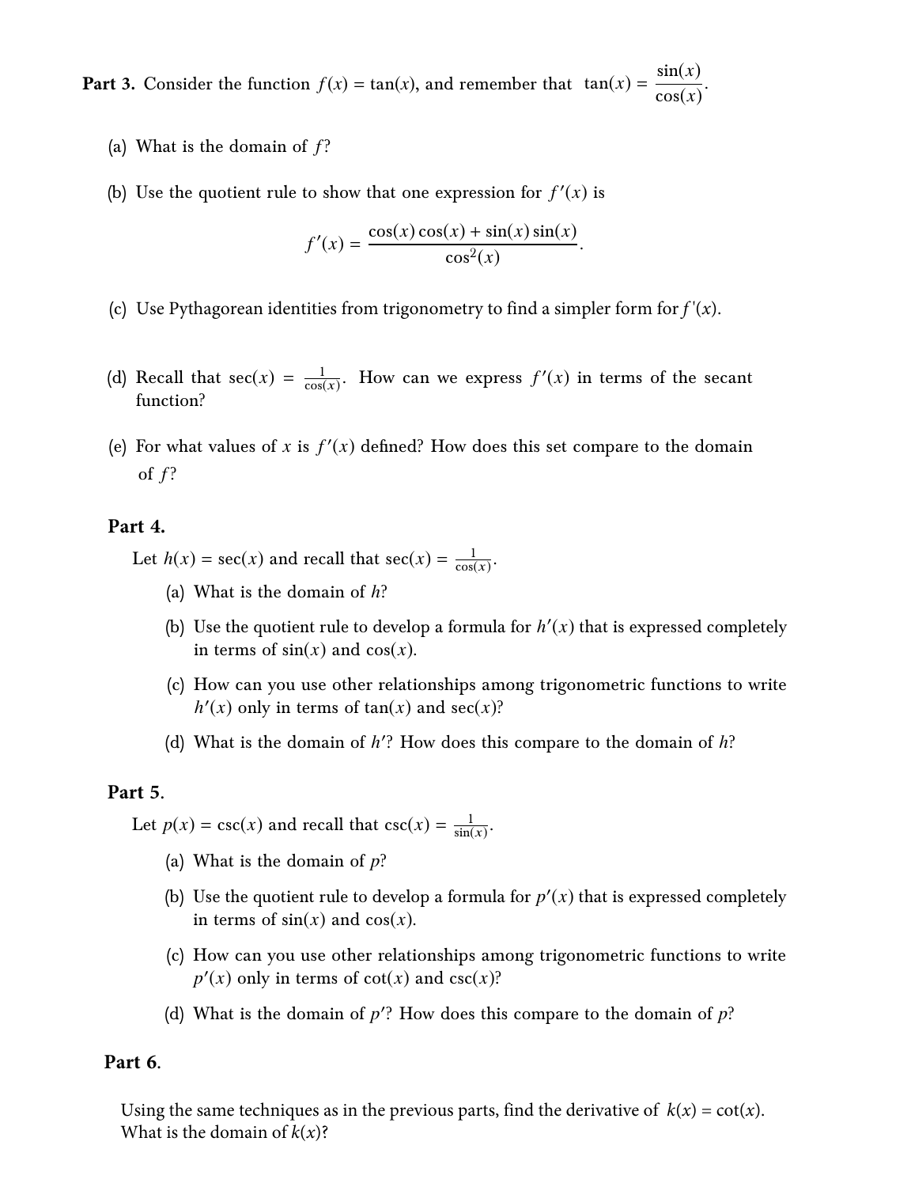**Part 3.** Consider the function $f(x) = \tan(x)$, and remember that $\tan(x) = \dfrac{\sin(x)}{\cos(x)}$.

(a) What is the domain of $f$?

(b) Use the quotient rule to show that one expression for $f'(x)$ is

$$f'(x) = \frac{\cos(x)\cos(x) + \sin(x)\sin(x)}{\cos^2(x)}.$$

(c) Use Pythagorean identities from trigonometry to find a simpler form for $f'(x)$.

(d) Recall that $\sec(x) = \frac{1}{\cos(x)}$. How can we express $f'(x)$ in terms of the secant function?

(e) For what values of $x$ is $f'(x)$ defined? How does this set compare to the domain of $f$?

**Part 4.**

Let $h(x) = \sec(x)$ and recall that $\sec(x) = \frac{1}{\cos(x)}$.

(a) What is the domain of $h$?

(b) Use the quotient rule to develop a formula for $h'(x)$ that is expressed completely in terms of $\sin(x)$ and $\cos(x)$.

(c) How can you use other relationships among trigonometric functions to write $h'(x)$ only in terms of $\tan(x)$ and $\sec(x)$?

(d) What is the domain of $h'$? How does this compare to the domain of $h$?

**Part 5.**

Let $p(x) = \csc(x)$ and recall that $\csc(x) = \frac{1}{\sin(x)}$.

(a) What is the domain of $p$?

(b) Use the quotient rule to develop a formula for $p'(x)$ that is expressed completely in terms of $\sin(x)$ and $\cos(x)$.

(c) How can you use other relationships among trigonometric functions to write $p'(x)$ only in terms of $\cot(x)$ and $\csc(x)$?

(d) What is the domain of $p'$? How does this compare to the domain of $p$?

**Part 6.**

Using the same techniques as in the previous parts, find the derivative of $k(x) = \cot(x)$. What is the domain of $k(x)$?